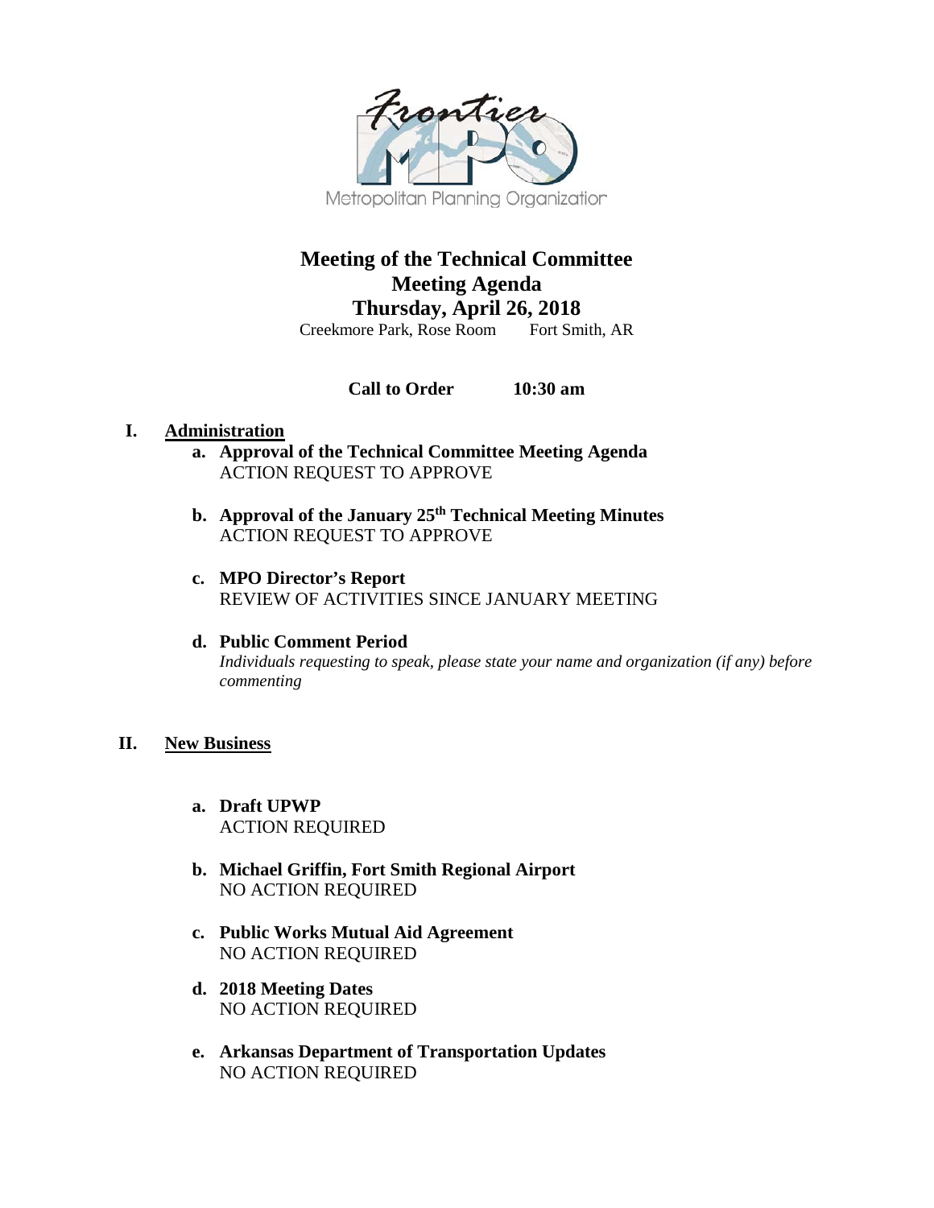Frontier MPO

Metropolitan Planning Organization

# Meeting of the Technical Committee
# Meeting Agenda
# Thursday, April 26, 2018

Creekmore Park, Rose Room     Fort Smith, AR

**Call to Order     10:30 am**

## I. Administration

**a. Approval of the Technical Committee Meeting Agenda**
ACTION REQUEST TO APPROVE

**b. Approval of the January 25th Technical Meeting Minutes**
ACTION REQUEST TO APPROVE

**c. MPO Director's Report**
REVIEW OF ACTIVITIES SINCE JANUARY MEETING

**d. Public Comment Period**
*Individuals requesting to speak, please state your name and organization (if any) before commenting*

## II. New Business

**a. Draft UPWP**
ACTION REQUIRED

**b. Michael Griffin, Fort Smith Regional Airport**
NO ACTION REQUIRED

**c. Public Works Mutual Aid Agreement**
NO ACTION REQUIRED

**d. 2018 Meeting Dates**
NO ACTION REQUIRED

**e. Arkansas Department of Transportation Updates**
NO ACTION REQUIRED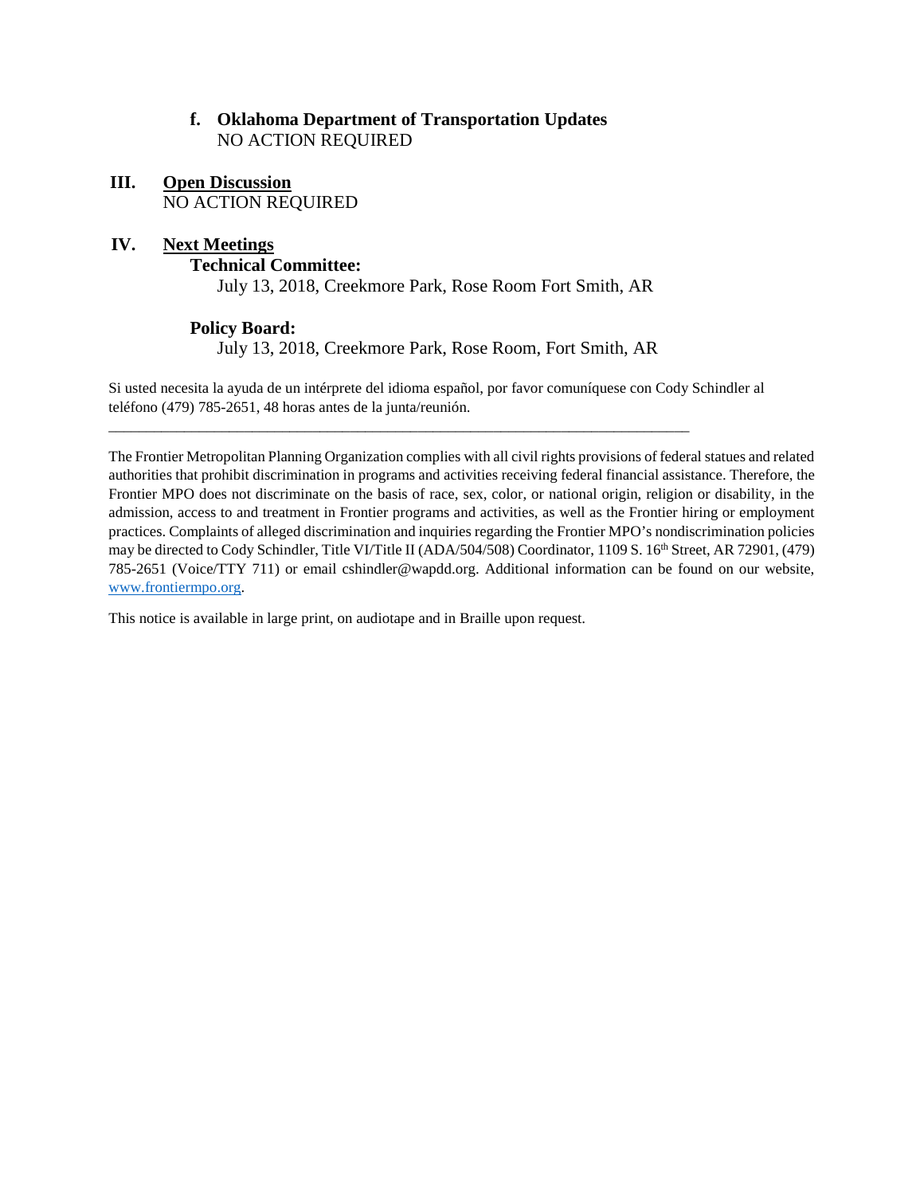**f. Oklahoma Department of Transportation Updates**
NO ACTION REQUIRED

## III. Open Discussion

NO ACTION REQUIRED

## IV. Next Meetings

**Technical Committee:**
July 13, 2018, Creekmore Park, Rose Room Fort Smith, AR

**Policy Board:**
July 13, 2018, Creekmore Park, Rose Room, Fort Smith, AR

Si usted necesita la ayuda de un intérprete del idioma español, por favor comuníquese con Cody Schindler al teléfono (479) 785-2651, 48 horas antes de la junta/reunión.

---

The Frontier Metropolitan Planning Organization complies with all civil rights provisions of federal statues and related authorities that prohibit discrimination in programs and activities receiving federal financial assistance. Therefore, the Frontier MPO does not discriminate on the basis of race, sex, color, or national origin, religion or disability, in the admission, access to and treatment in Frontier programs and activities, as well as the Frontier hiring or employment practices. Complaints of alleged discrimination and inquiries regarding the Frontier MPO's nondiscrimination policies may be directed to Cody Schindler, Title VI/Title II (ADA/504/508) Coordinator, 1109 S. 16th Street, AR 72901, (479) 785-2651 (Voice/TTY 711) or email cshindler@wapdd.org. Additional information can be found on our website, www.frontiermpo.org.

This notice is available in large print, on audiotape and in Braille upon request.